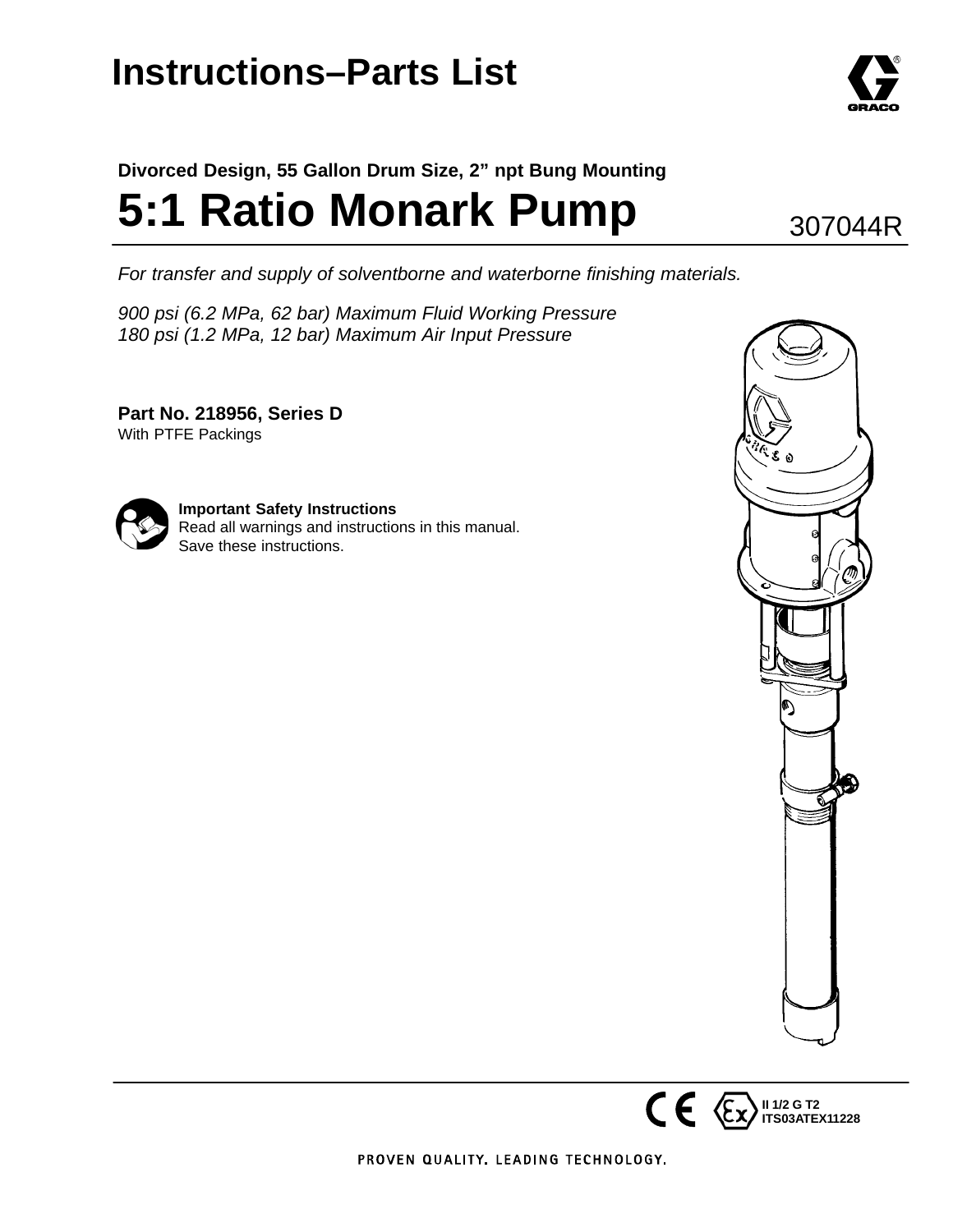# Instructions–Parts List

**Divorced Design, 55 Gallon Drum Size, 2" npt Bung Mounting**

# 5:1 Ratio Monark Pump

307044R

*For transfer and supply of solventborne and waterborne finishing materials.*

*900 psi (6.2 MPa, 62 bar) Maximum Fluid Working Pressure*
*180 psi (1.2 MPa, 12 bar) Maximum Air Input Pressure*

**Part No. 218956, Series D**
With PTFE Packings

**Important Safety Instructions**
Read all warnings and instructions in this manual.
Save these instructions.

**II 1/2 G T2**
**ITS03ATEX11228**

PROVEN QUALITY. LEADING TECHNOLOGY.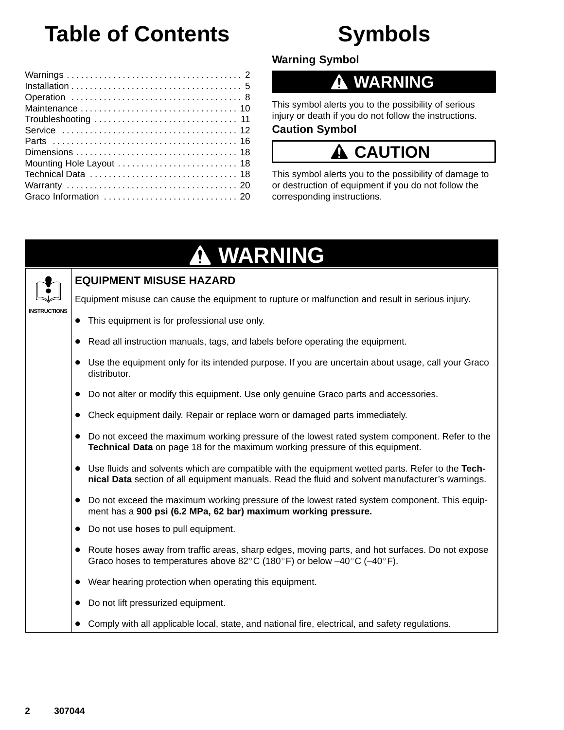# Table of Contents

| | |
|---|---|
| Warnings | 2 |
| Installation | 5 |
| Operation | 8 |
| Maintenance | 10 |
| Troubleshooting | 11 |
| Service | 12 |
| Parts | 16 |
| Dimensions | 18 |
| Mounting Hole Layout | 18 |
| Technical Data | 18 |
| Warranty | 20 |
| Graco Information | 20 |

# Symbols

### Warning Symbol

**⚠ WARNING**

This symbol alerts you to the possibility of serious injury or death if you do not follow the instructions.

### Caution Symbol

**⚠ CAUTION**

This symbol alerts you to the possibility of damage to or destruction of equipment if you do not follow the corresponding instructions.

## ⚠ WARNING

INSTRUCTIONS

### EQUIPMENT MISUSE HAZARD

Equipment misuse can cause the equipment to rupture or malfunction and result in serious injury.

- This equipment is for professional use only.
- Read all instruction manuals, tags, and labels before operating the equipment.
- Use the equipment only for its intended purpose. If you are uncertain about usage, call your Graco distributor.
- Do not alter or modify this equipment. Use only genuine Graco parts and accessories.
- Check equipment daily. Repair or replace worn or damaged parts immediately.
- Do not exceed the maximum working pressure of the lowest rated system component. Refer to the **Technical Data** on page 18 for the maximum working pressure of this equipment.
- Use fluids and solvents which are compatible with the equipment wetted parts. Refer to the **Technical Data** section of all equipment manuals. Read the fluid and solvent manufacturer's warnings.
- Do not exceed the maximum working pressure of the lowest rated system component. This equipment has a **900 psi (6.2 MPa, 62 bar) maximum working pressure.**
- Do not use hoses to pull equipment.
- Route hoses away from traffic areas, sharp edges, moving parts, and hot surfaces. Do not expose Graco hoses to temperatures above 82°C (180°F) or below –40°C (–40°F).
- Wear hearing protection when operating this equipment.
- Do not lift pressurized equipment.
- Comply with all applicable local, state, and national fire, electrical, and safety regulations.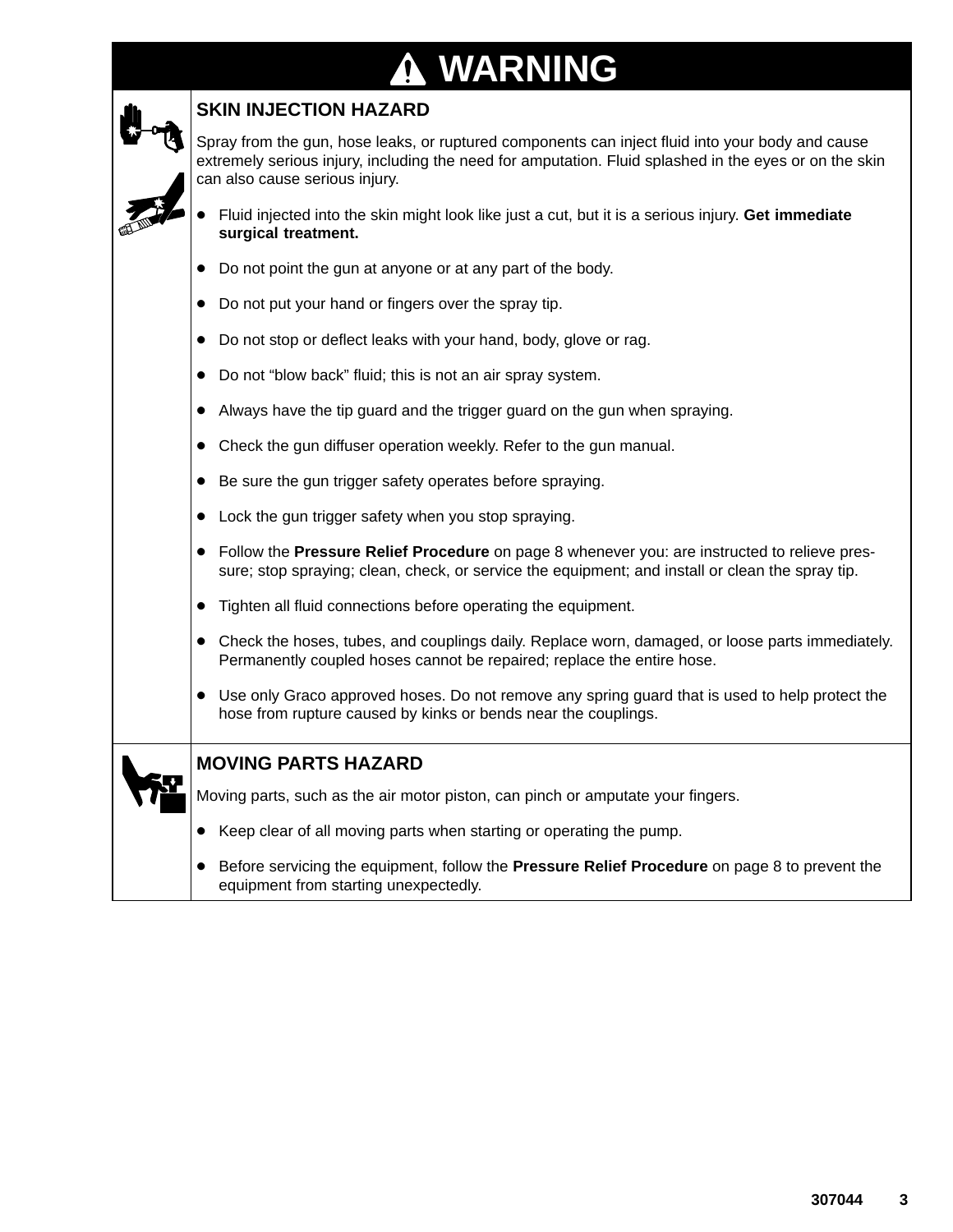# WARNING

## SKIN INJECTION HAZARD

Spray from the gun, hose leaks, or ruptured components can inject fluid into your body and cause extremely serious injury, including the need for amputation. Fluid splashed in the eyes or on the skin can also cause serious injury.

- Fluid injected into the skin might look like just a cut, but it is a serious injury. **Get immediate surgical treatment.**
- Do not point the gun at anyone or at any part of the body.
- Do not put your hand or fingers over the spray tip.
- Do not stop or deflect leaks with your hand, body, glove or rag.
- Do not "blow back" fluid; this is not an air spray system.
- Always have the tip guard and the trigger guard on the gun when spraying.
- Check the gun diffuser operation weekly. Refer to the gun manual.
- Be sure the gun trigger safety operates before spraying.
- Lock the gun trigger safety when you stop spraying.
- Follow the **Pressure Relief Procedure** on page 8 whenever you: are instructed to relieve pressure; stop spraying; clean, check, or service the equipment; and install or clean the spray tip.
- Tighten all fluid connections before operating the equipment.
- Check the hoses, tubes, and couplings daily. Replace worn, damaged, or loose parts immediately. Permanently coupled hoses cannot be repaired; replace the entire hose.
- Use only Graco approved hoses. Do not remove any spring guard that is used to help protect the hose from rupture caused by kinks or bends near the couplings.

## MOVING PARTS HAZARD

Moving parts, such as the air motor piston, can pinch or amputate your fingers.

- Keep clear of all moving parts when starting or operating the pump.
- Before servicing the equipment, follow the **Pressure Relief Procedure** on page 8 to prevent the equipment from starting unexpectedly.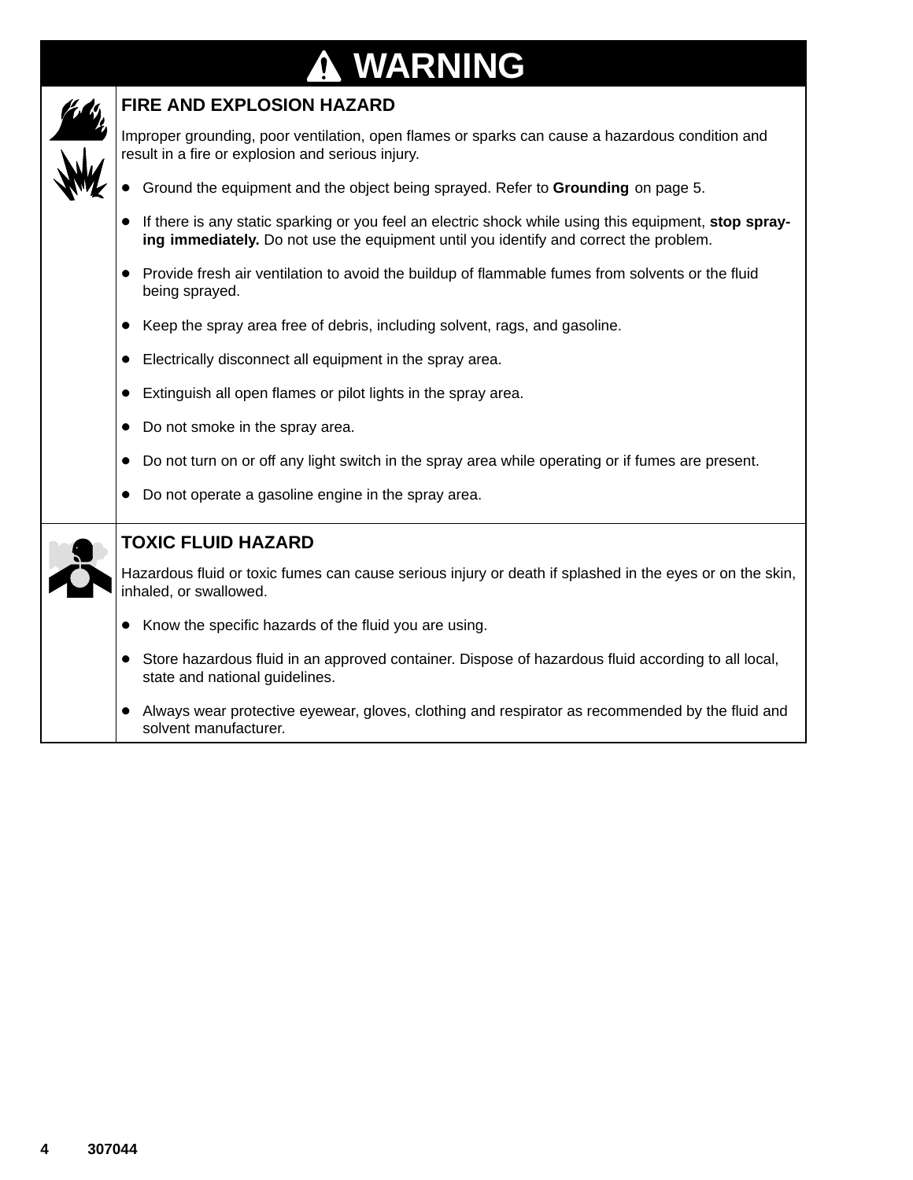# ⚠ WARNING

## FIRE AND EXPLOSION HAZARD

Improper grounding, poor ventilation, open flames or sparks can cause a hazardous condition and result in a fire or explosion and serious injury.

- Ground the equipment and the object being sprayed. Refer to **Grounding** on page 5.
- If there is any static sparking or you feel an electric shock while using this equipment, **stop spraying immediately.** Do not use the equipment until you identify and correct the problem.
- Provide fresh air ventilation to avoid the buildup of flammable fumes from solvents or the fluid being sprayed.
- Keep the spray area free of debris, including solvent, rags, and gasoline.
- Electrically disconnect all equipment in the spray area.
- Extinguish all open flames or pilot lights in the spray area.
- Do not smoke in the spray area.
- Do not turn on or off any light switch in the spray area while operating or if fumes are present.
- Do not operate a gasoline engine in the spray area.

## TOXIC FLUID HAZARD

Hazardous fluid or toxic fumes can cause serious injury or death if splashed in the eyes or on the skin, inhaled, or swallowed.

- Know the specific hazards of the fluid you are using.
- Store hazardous fluid in an approved container. Dispose of hazardous fluid according to all local, state and national guidelines.
- Always wear protective eyewear, gloves, clothing and respirator as recommended by the fluid and solvent manufacturer.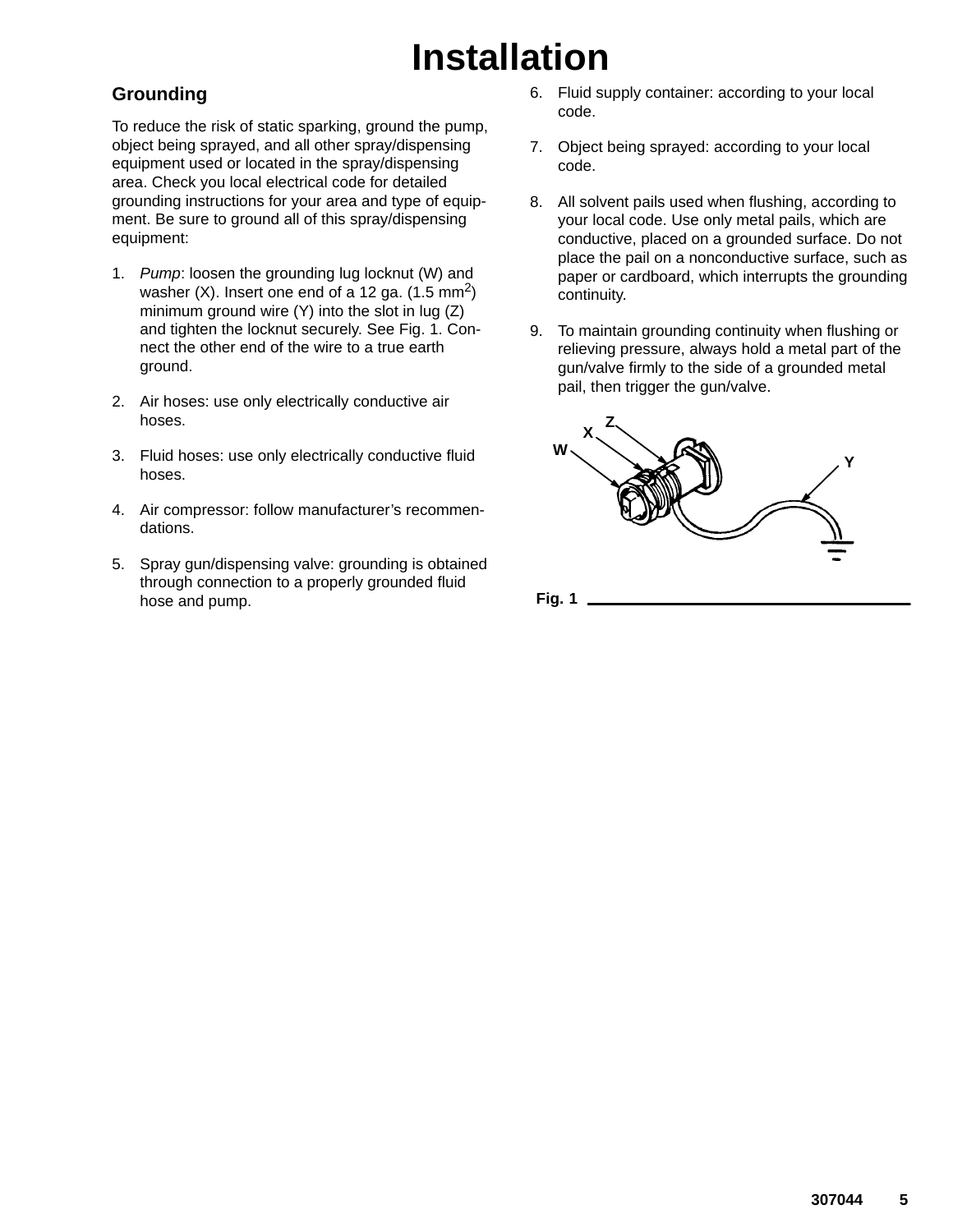# Installation

## Grounding

To reduce the risk of static sparking, ground the pump, object being sprayed, and all other spray/dispensing equipment used or located in the spray/dispensing area. Check you local electrical code for detailed grounding instructions for your area and type of equipment. Be sure to ground all of this spray/dispensing equipment:

1. *Pump*: loosen the grounding lug locknut (W) and washer (X). Insert one end of a 12 ga. (1.5 mm$^2$) minimum ground wire (Y) into the slot in lug (Z) and tighten the locknut securely. See Fig. 1. Connect the other end of the wire to a true earth ground.
2. Air hoses: use only electrically conductive air hoses.
3. Fluid hoses: use only electrically conductive fluid hoses.
4. Air compressor: follow manufacturer's recommendations.
5. Spray gun/dispensing valve: grounding is obtained through connection to a properly grounded fluid hose and pump.
6. Fluid supply container: according to your local code.
7. Object being sprayed: according to your local code.
8. All solvent pails used when flushing, according to your local code. Use only metal pails, which are conductive, placed on a grounded surface. Do not place the pail on a nonconductive surface, such as paper or cardboard, which interrupts the grounding continuity.
9. To maintain grounding continuity when flushing or relieving pressure, always hold a metal part of the gun/valve firmly to the side of a grounded metal pail, then trigger the gun/valve.

Fig. 1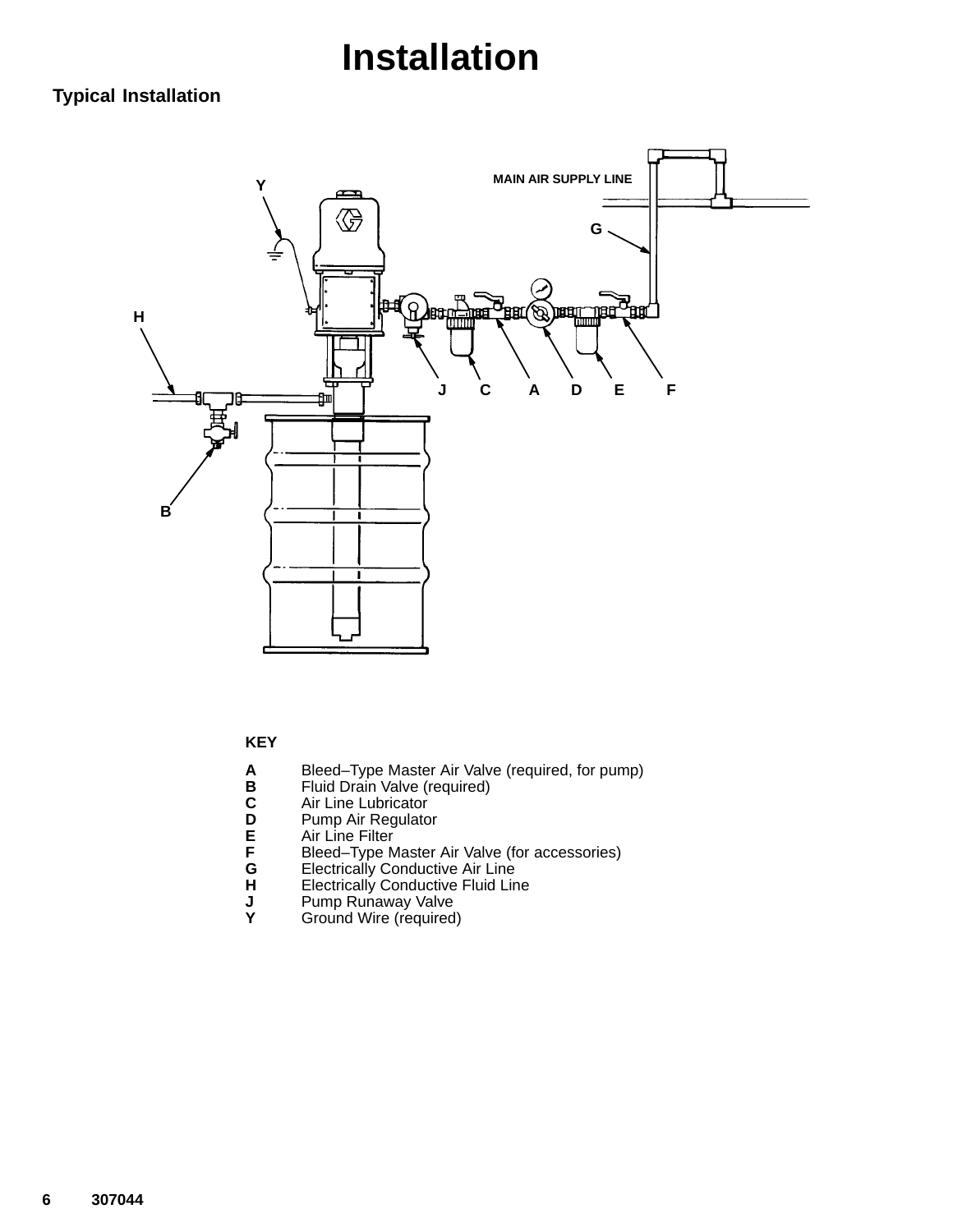# Installation

## Typical Installation

MAIN AIR SUPPLY LINE

**KEY**

| | |
|---|---|
| **A** | Bleed–Type Master Air Valve (required, for pump) |
| **B** | Fluid Drain Valve (required) |
| **C** | Air Line Lubricator |
| **D** | Pump Air Regulator |
| **E** | Air Line Filter |
| **F** | Bleed–Type Master Air Valve (for accessories) |
| **G** | Electrically Conductive Air Line |
| **H** | Electrically Conductive Fluid Line |
| **J** | Pump Runaway Valve |
| **Y** | Ground Wire (required) |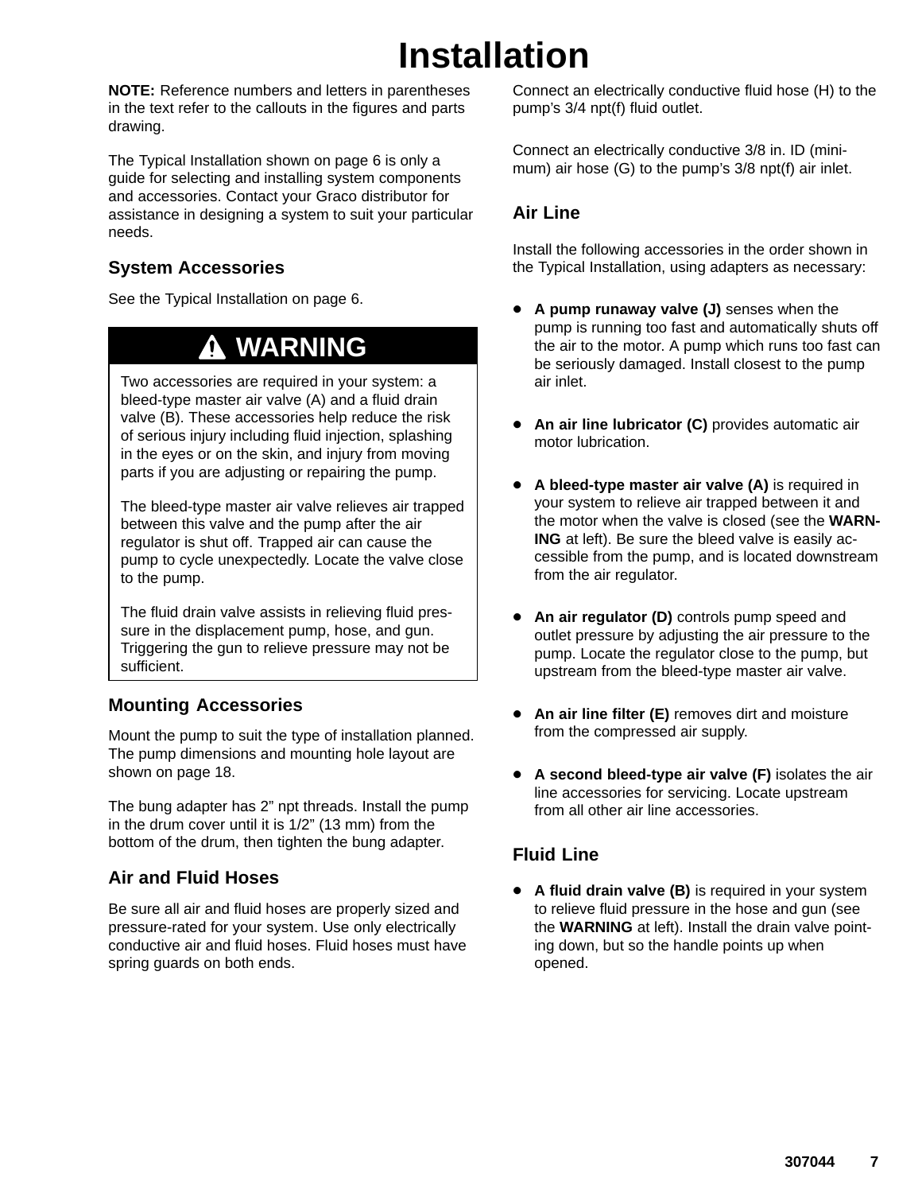# Installation

**NOTE:** Reference numbers and letters in parentheses in the text refer to the callouts in the figures and parts drawing.

The Typical Installation shown on page 6 is only a guide for selecting and installing system components and accessories. Contact your Graco distributor for assistance in designing a system to suit your particular needs.

## System Accessories

See the Typical Installation on page 6.

> **⚠ WARNING**
>
> Two accessories are required in your system: a bleed-type master air valve (A) and a fluid drain valve (B). These accessories help reduce the risk of serious injury including fluid injection, splashing in the eyes or on the skin, and injury from moving parts if you are adjusting or repairing the pump.
>
> The bleed-type master air valve relieves air trapped between this valve and the pump after the air regulator is shut off. Trapped air can cause the pump to cycle unexpectedly. Locate the valve close to the pump.
>
> The fluid drain valve assists in relieving fluid pressure in the displacement pump, hose, and gun. Triggering the gun to relieve pressure may not be sufficient.

## Mounting Accessories

Mount the pump to suit the type of installation planned. The pump dimensions and mounting hole layout are shown on page 18.

The bung adapter has 2" npt threads. Install the pump in the drum cover until it is 1/2" (13 mm) from the bottom of the drum, then tighten the bung adapter.

## Air and Fluid Hoses

Be sure all air and fluid hoses are properly sized and pressure-rated for your system. Use only electrically conductive air and fluid hoses. Fluid hoses must have spring guards on both ends.

Connect an electrically conductive fluid hose (H) to the pump's 3/4 npt(f) fluid outlet.

Connect an electrically conductive 3/8 in. ID (minimum) air hose (G) to the pump's 3/8 npt(f) air inlet.

## Air Line

Install the following accessories in the order shown in the Typical Installation, using adapters as necessary:

- **A pump runaway valve (J)** senses when the pump is running too fast and automatically shuts off the air to the motor. A pump which runs too fast can be seriously damaged. Install closest to the pump air inlet.
- **An air line lubricator (C)** provides automatic air motor lubrication.
- **A bleed-type master air valve (A)** is required in your system to relieve air trapped between it and the motor when the valve is closed (see the **WARNING** at left). Be sure the bleed valve is easily accessible from the pump, and is located downstream from the air regulator.
- **An air regulator (D)** controls pump speed and outlet pressure by adjusting the air pressure to the pump. Locate the regulator close to the pump, but upstream from the bleed-type master air valve.
- **An air line filter (E)** removes dirt and moisture from the compressed air supply.
- **A second bleed-type air valve (F)** isolates the air line accessories for servicing. Locate upstream from all other air line accessories.

## Fluid Line

- **A fluid drain valve (B)** is required in your system to relieve fluid pressure in the hose and gun (see the **WARNING** at left). Install the drain valve pointing down, but so the handle points up when opened.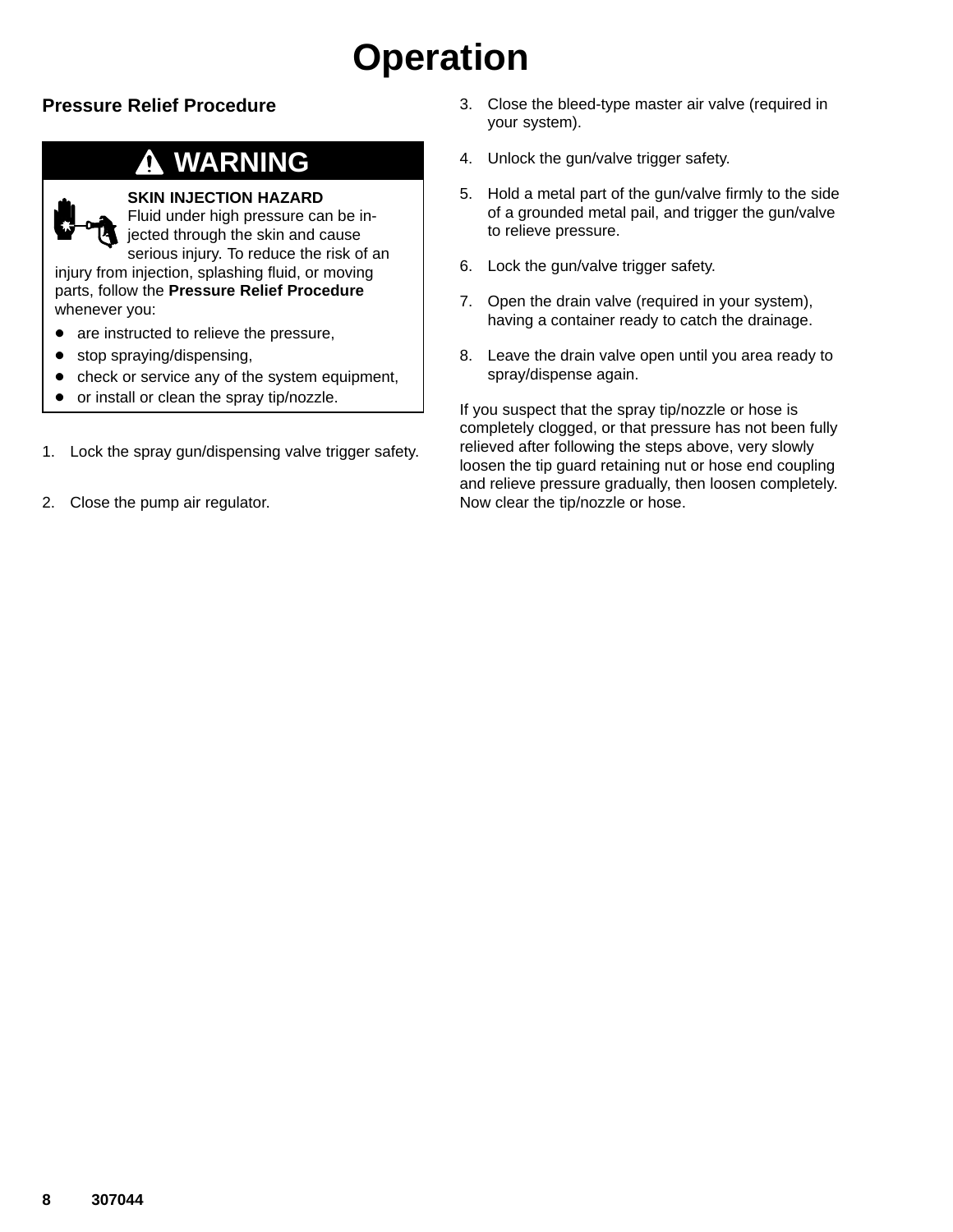# Operation

## Pressure Relief Procedure

**WARNING**

**SKIN INJECTION HAZARD**
Fluid under high pressure can be injected through the skin and cause serious injury. To reduce the risk of an injury from injection, splashing fluid, or moving parts, follow the **Pressure Relief Procedure** whenever you:

- are instructed to relieve the pressure,
- stop spraying/dispensing,
- check or service any of the system equipment,
- or install or clean the spray tip/nozzle.

1. Lock the spray gun/dispensing valve trigger safety.
2. Close the pump air regulator.
3. Close the bleed-type master air valve (required in your system).
4. Unlock the gun/valve trigger safety.
5. Hold a metal part of the gun/valve firmly to the side of a grounded metal pail, and trigger the gun/valve to relieve pressure.
6. Lock the gun/valve trigger safety.
7. Open the drain valve (required in your system), having a container ready to catch the drainage.
8. Leave the drain valve open until you area ready to spray/dispense again.

If you suspect that the spray tip/nozzle or hose is completely clogged, or that pressure has not been fully relieved after following the steps above, very slowly loosen the tip guard retaining nut or hose end coupling and relieve pressure gradually, then loosen completely. Now clear the tip/nozzle or hose.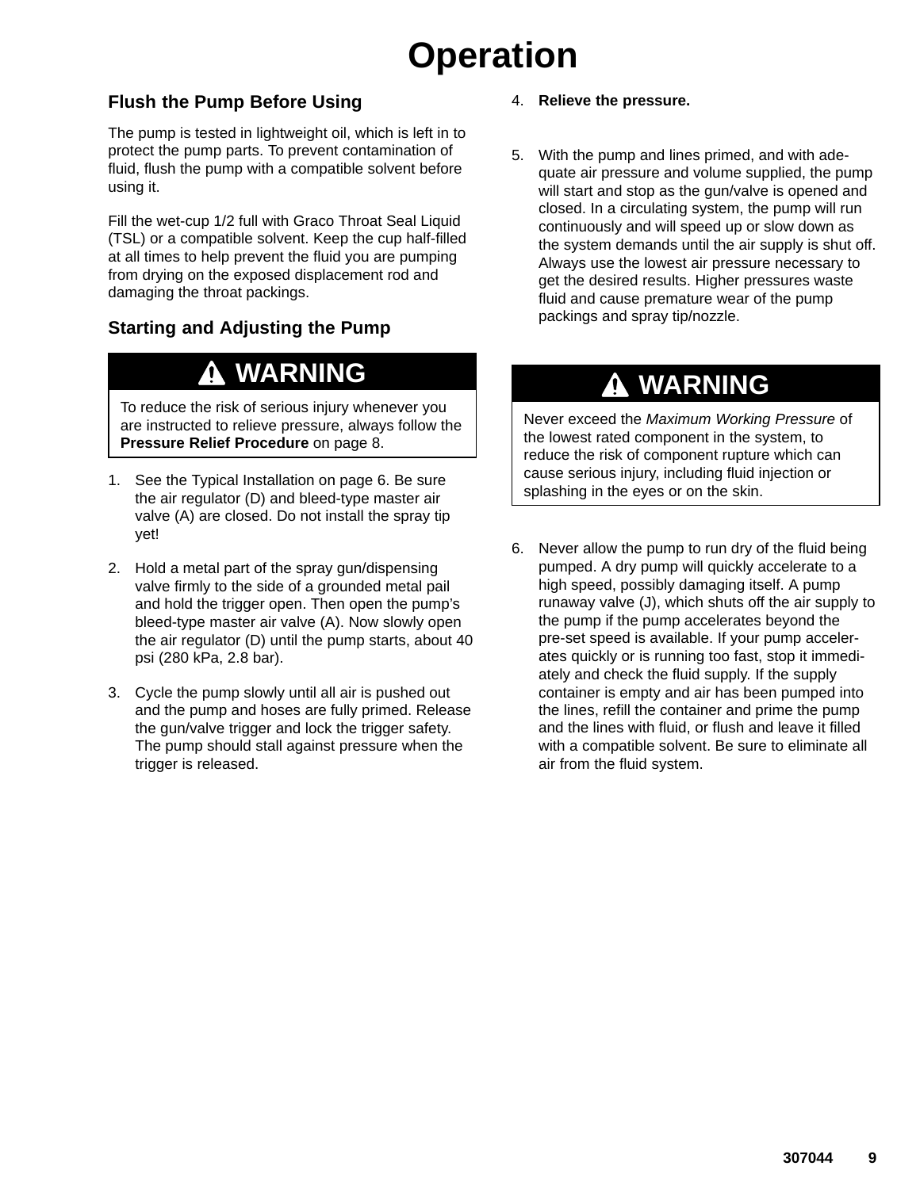# Operation

## Flush the Pump Before Using

The pump is tested in lightweight oil, which is left in to protect the pump parts. To prevent contamination of fluid, flush the pump with a compatible solvent before using it.

Fill the wet-cup 1/2 full with Graco Throat Seal Liquid (TSL) or a compatible solvent. Keep the cup half-filled at all times to help prevent the fluid you are pumping from drying on the exposed displacement rod and damaging the throat packings.

## Starting and Adjusting the Pump

> **⚠ WARNING**
>
> To reduce the risk of serious injury whenever you are instructed to relieve pressure, always follow the **Pressure Relief Procedure** on page 8.

1. See the Typical Installation on page 6. Be sure the air regulator (D) and bleed-type master air valve (A) are closed. Do not install the spray tip yet!

2. Hold a metal part of the spray gun/dispensing valve firmly to the side of a grounded metal pail and hold the trigger open. Then open the pump's bleed-type master air valve (A). Now slowly open the air regulator (D) until the pump starts, about 40 psi (280 kPa, 2.8 bar).

3. Cycle the pump slowly until all air is pushed out and the pump and hoses are fully primed. Release the gun/valve trigger and lock the trigger safety. The pump should stall against pressure when the trigger is released.

4. **Relieve the pressure.**

5. With the pump and lines primed, and with adequate air pressure and volume supplied, the pump will start and stop as the gun/valve is opened and closed. In a circulating system, the pump will run continuously and will speed up or slow down as the system demands until the air supply is shut off. Always use the lowest air pressure necessary to get the desired results. Higher pressures waste fluid and cause premature wear of the pump packings and spray tip/nozzle.

> **⚠ WARNING**
>
> Never exceed the *Maximum Working Pressure* of the lowest rated component in the system, to reduce the risk of component rupture which can cause serious injury, including fluid injection or splashing in the eyes or on the skin.

6. Never allow the pump to run dry of the fluid being pumped. A dry pump will quickly accelerate to a high speed, possibly damaging itself. A pump runaway valve (J), which shuts off the air supply to the pump if the pump accelerates beyond the pre-set speed is available. If your pump accelerates quickly or is running too fast, stop it immediately and check the fluid supply. If the supply container is empty and air has been pumped into the lines, refill the container and prime the pump and the lines with fluid, or flush and leave it filled with a compatible solvent. Be sure to eliminate all air from the fluid system.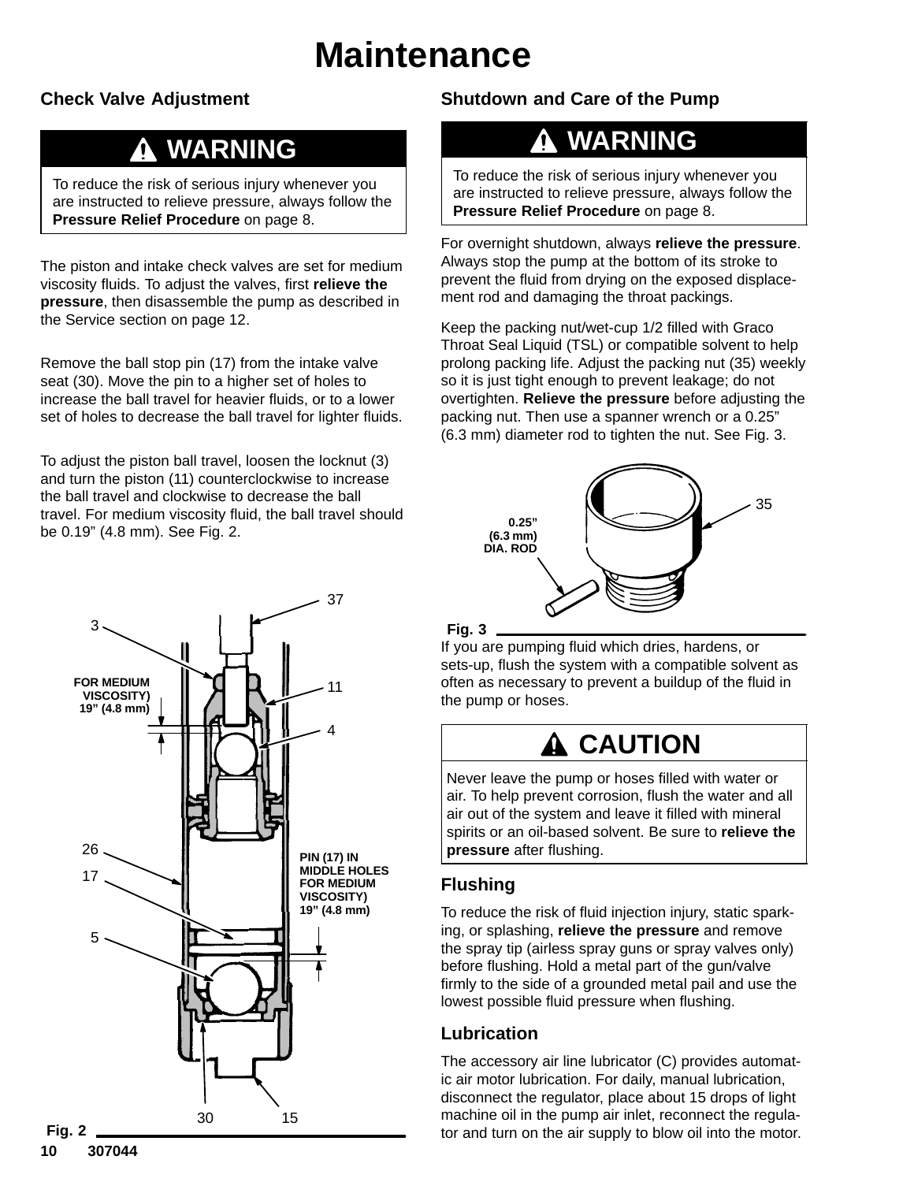# Maintenance

## Check Valve Adjustment

> **⚠ WARNING**
>
> To reduce the risk of serious injury whenever you are instructed to relieve pressure, always follow the **Pressure Relief Procedure** on page 8.

The piston and intake check valves are set for medium viscosity fluids. To adjust the valves, first **relieve the pressure**, then disassemble the pump as described in the Service section on page 12.

Remove the ball stop pin (17) from the intake valve seat (30). Move the pin to a higher set of holes to increase the ball travel for heavier fluids, or to a lower set of holes to decrease the ball travel for lighter fluids.

To adjust the piston ball travel, loosen the locknut (3) and turn the piston (11) counterclockwise to increase the ball travel and clockwise to decrease the ball travel. For medium viscosity fluid, the ball travel should be 0.19" (4.8 mm). See Fig. 2.

3, 11, 37, 4, 26, 17, 5, 30, 15

FOR MEDIUM VISCOSITY) 19" (4.8 mm)

PIN (17) IN MIDDLE HOLES FOR MEDIUM VISCOSITY) 19" (4.8 mm)

Fig. 2

## Shutdown and Care of the Pump

> **⚠ WARNING**
>
> To reduce the risk of serious injury whenever you are instructed to relieve pressure, always follow the **Pressure Relief Procedure** on page 8.

For overnight shutdown, always **relieve the pressure**. Always stop the pump at the bottom of its stroke to prevent the fluid from drying on the exposed displacement rod and damaging the throat packings.

Keep the packing nut/wet-cup 1/2 filled with Graco Throat Seal Liquid (TSL) or compatible solvent to help prolong packing life. Adjust the packing nut (35) weekly so it is just tight enough to prevent leakage; do not overtighten. **Relieve the pressure** before adjusting the packing nut. Then use a spanner wrench or a 0.25" (6.3 mm) diameter rod to tighten the nut. See Fig. 3.

35

0.25" (6.3 mm) DIA. ROD

Fig. 3

If you are pumping fluid which dries, hardens, or sets-up, flush the system with a compatible solvent as often as necessary to prevent a buildup of the fluid in the pump or hoses.

> **⚠ CAUTION**
>
> Never leave the pump or hoses filled with water or air. To help prevent corrosion, flush the water and all air out of the system and leave it filled with mineral spirits or an oil-based solvent. Be sure to **relieve the pressure** after flushing.

### Flushing

To reduce the risk of fluid injection injury, static sparking, or splashing, **relieve the pressure** and remove the spray tip (airless spray guns or spray valves only) before flushing. Hold a metal part of the gun/valve firmly to the side of a grounded metal pail and use the lowest possible fluid pressure when flushing.

### Lubrication

The accessory air line lubricator (C) provides automatic air motor lubrication. For daily, manual lubrication, disconnect the regulator, place about 15 drops of light machine oil in the pump air inlet, reconnect the regulator and turn on the air supply to blow oil into the motor.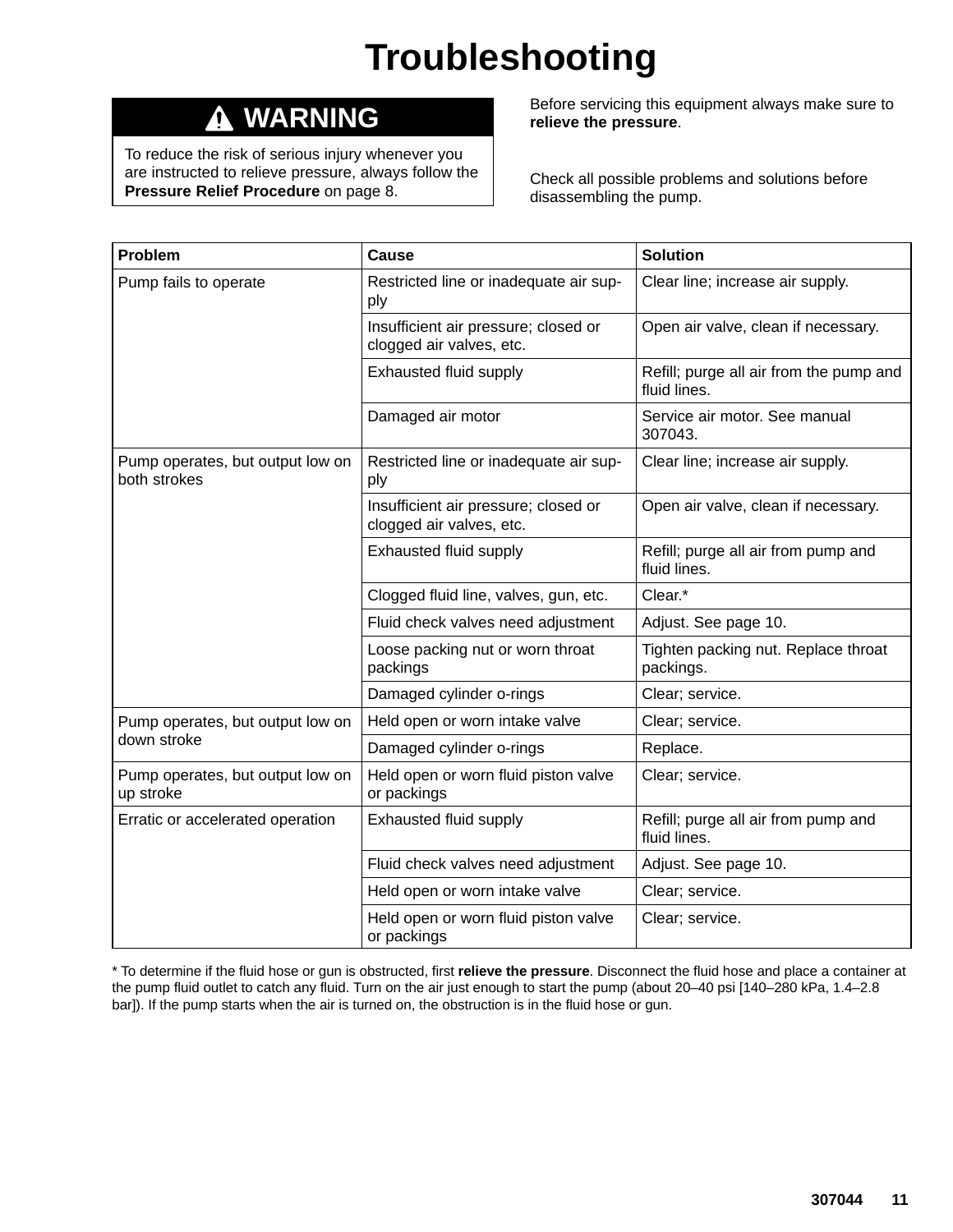# Troubleshooting

**WARNING**

To reduce the risk of serious injury whenever you are instructed to relieve pressure, always follow the **Pressure Relief Procedure** on page 8.

Before servicing this equipment always make sure to **relieve the pressure**.

Check all possible problems and solutions before disassembling the pump.

| Problem | Cause | Solution |
|---|---|---|
| Pump fails to operate | Restricted line or inadequate air supply | Clear line; increase air supply. |
| | Insufficient air pressure; closed or clogged air valves, etc. | Open air valve, clean if necessary. |
| | Exhausted fluid supply | Refill; purge all air from the pump and fluid lines. |
| | Damaged air motor | Service air motor. See manual 307043. |
| Pump operates, but output low on both strokes | Restricted line or inadequate air supply | Clear line; increase air supply. |
| | Insufficient air pressure; closed or clogged air valves, etc. | Open air valve, clean if necessary. |
| | Exhausted fluid supply | Refill; purge all air from pump and fluid lines. |
| | Clogged fluid line, valves, gun, etc. | Clear.* |
| | Fluid check valves need adjustment | Adjust. See page 10. |
| | Loose packing nut or worn throat packings | Tighten packing nut. Replace throat packings. |
| | Damaged cylinder o-rings | Clear; service. |
| Pump operates, but output low on down stroke | Held open or worn intake valve | Clear; service. |
| | Damaged cylinder o-rings | Replace. |
| Pump operates, but output low on up stroke | Held open or worn fluid piston valve or packings | Clear; service. |
| Erratic or accelerated operation | Exhausted fluid supply | Refill; purge all air from pump and fluid lines. |
| | Fluid check valves need adjustment | Adjust. See page 10. |
| | Held open or worn intake valve | Clear; service. |
| | Held open or worn fluid piston valve or packings | Clear; service. |

* To determine if the fluid hose or gun is obstructed, first **relieve the pressure**. Disconnect the fluid hose and place a container at the pump fluid outlet to catch any fluid. Turn on the air just enough to start the pump (about 20–40 psi [140–280 kPa, 1.4–2.8 bar]). If the pump starts when the air is turned on, the obstruction is in the fluid hose or gun.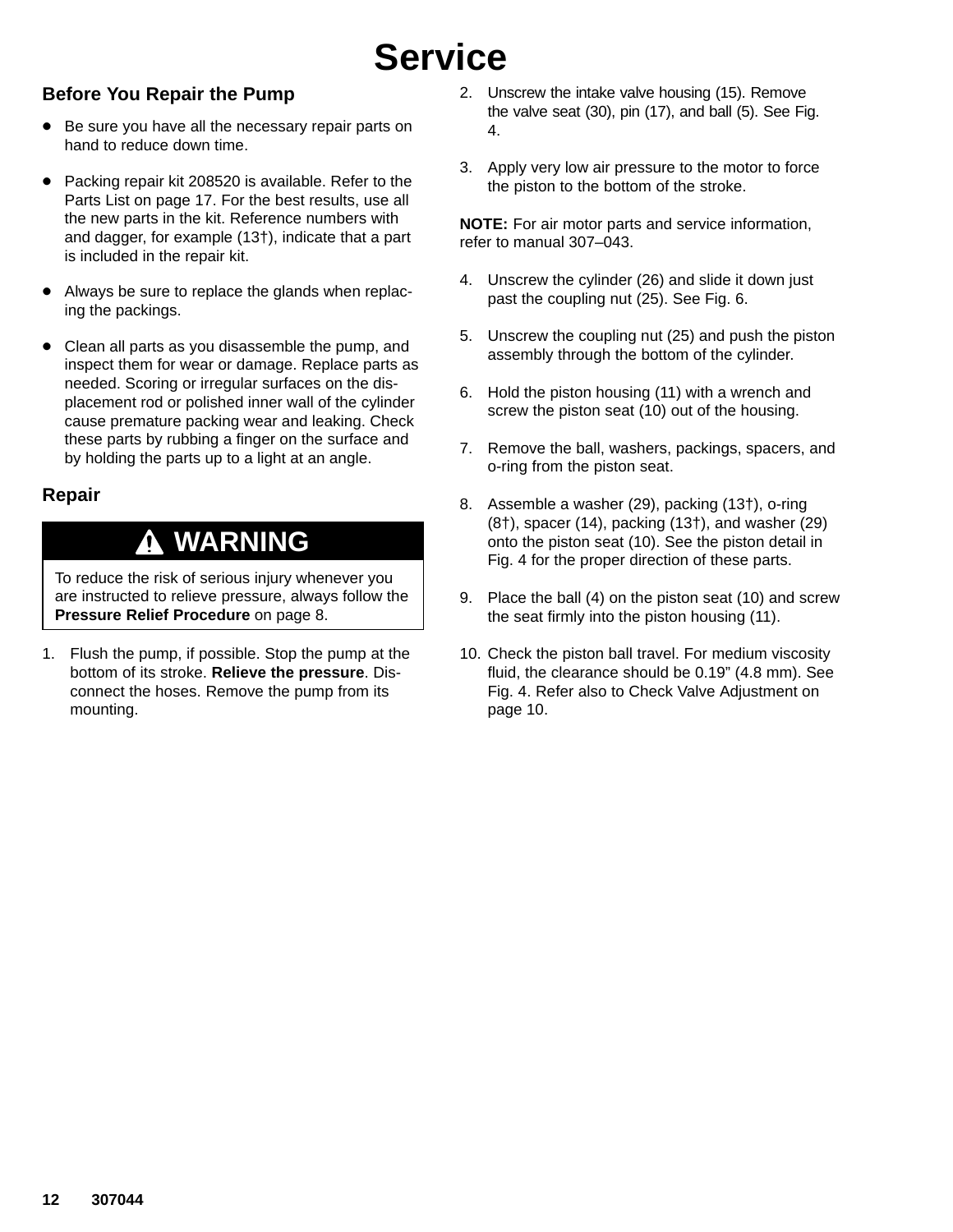# Service

## Before You Repair the Pump

- Be sure you have all the necessary repair parts on hand to reduce down time.
- Packing repair kit 208520 is available. Refer to the Parts List on page 17. For the best results, use all the new parts in the kit. Reference numbers with and dagger, for example (13†), indicate that a part is included in the repair kit.
- Always be sure to replace the glands when replacing the packings.
- Clean all parts as you disassemble the pump, and inspect them for wear or damage. Replace parts as needed. Scoring or irregular surfaces on the displacement rod or polished inner wall of the cylinder cause premature packing wear and leaking. Check these parts by rubbing a finger on the surface and by holding the parts up to a light at an angle.

## Repair

**⚠ WARNING**

To reduce the risk of serious injury whenever you are instructed to relieve pressure, always follow the **Pressure Relief Procedure** on page 8.

1. Flush the pump, if possible. Stop the pump at the bottom of its stroke. **Relieve the pressure**. Disconnect the hoses. Remove the pump from its mounting.
2. Unscrew the intake valve housing (15). Remove the valve seat (30), pin (17), and ball (5). See Fig. 4.
3. Apply very low air pressure to the motor to force the piston to the bottom of the stroke.

**NOTE:** For air motor parts and service information, refer to manual 307–043.

4. Unscrew the cylinder (26) and slide it down just past the coupling nut (25). See Fig. 6.
5. Unscrew the coupling nut (25) and push the piston assembly through the bottom of the cylinder.
6. Hold the piston housing (11) with a wrench and screw the piston seat (10) out of the housing.
7. Remove the ball, washers, packings, spacers, and o-ring from the piston seat.
8. Assemble a washer (29), packing (13†), o-ring (8†), spacer (14), packing (13†), and washer (29) onto the piston seat (10). See the piston detail in Fig. 4 for the proper direction of these parts.
9. Place the ball (4) on the piston seat (10) and screw the seat firmly into the piston housing (11).
10. Check the piston ball travel. For medium viscosity fluid, the clearance should be 0.19" (4.8 mm). See Fig. 4. Refer also to Check Valve Adjustment on page 10.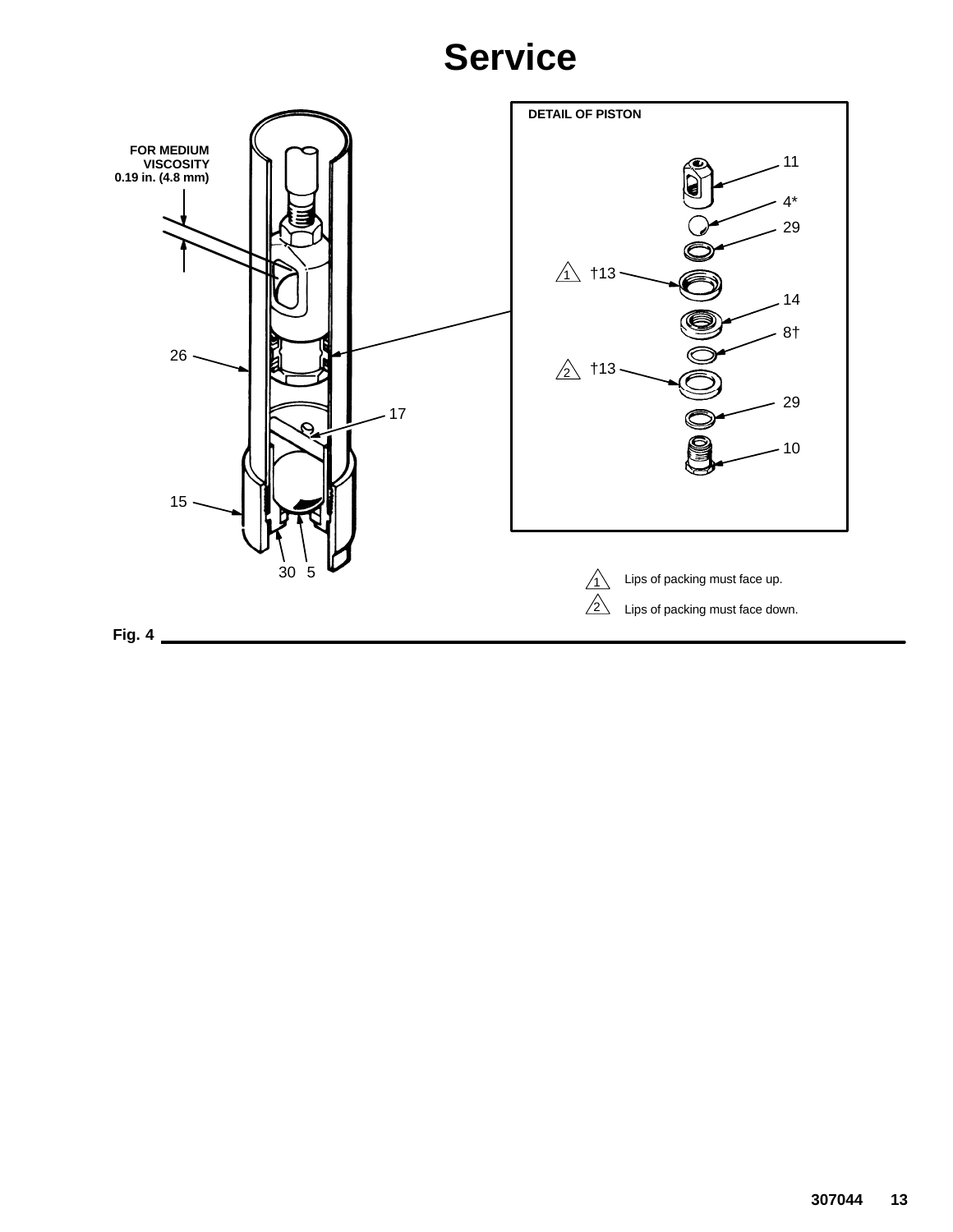# Service

FOR MEDIUM VISCOSITY 0.19 in. (4.8 mm)

26

17

15

30 5

DETAIL OF PISTON

11

4*

29

1 †13

14

8†

2 †13

29

10

1 Lips of packing must face up.

2 Lips of packing must face down.

Fig. 4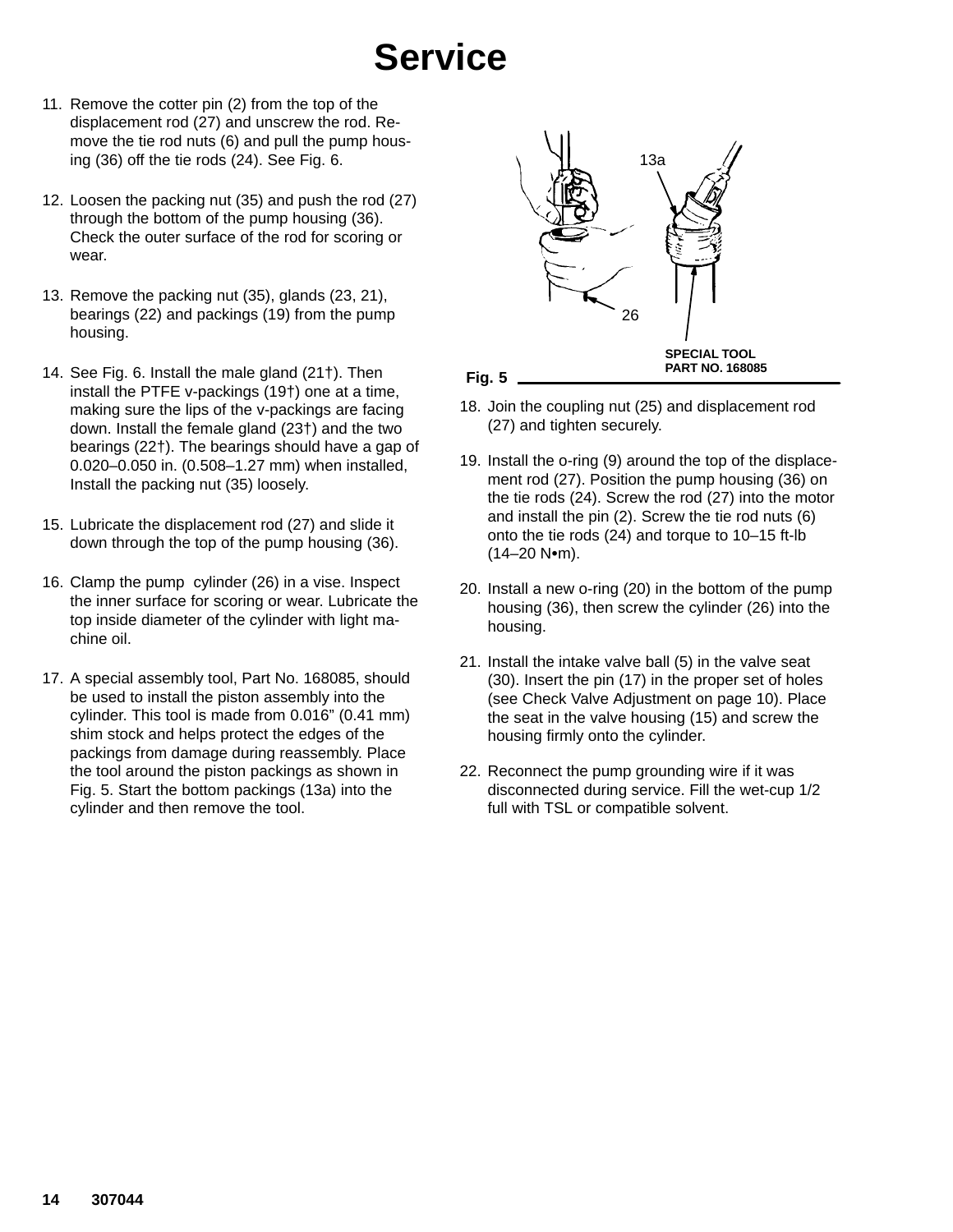# Service

11. Remove the cotter pin (2) from the top of the displacement rod (27) and unscrew the rod. Remove the tie rod nuts (6) and pull the pump housing (36) off the tie rods (24). See Fig. 6.

12. Loosen the packing nut (35) and push the rod (27) through the bottom of the pump housing (36). Check the outer surface of the rod for scoring or wear.

13. Remove the packing nut (35), glands (23, 21), bearings (22) and packings (19) from the pump housing.

14. See Fig. 6. Install the male gland (21†). Then install the PTFE v-packings (19†) one at a time, making sure the lips of the v-packings are facing down. Install the female gland (23†) and the two bearings (22†). The bearings should have a gap of 0.020–0.050 in. (0.508–1.27 mm) when installed, Install the packing nut (35) loosely.

15. Lubricate the displacement rod (27) and slide it down through the top of the pump housing (36).

16. Clamp the pump cylinder (26) in a vise. Inspect the inner surface for scoring or wear. Lubricate the top inside diameter of the cylinder with light machine oil.

17. A special assembly tool, Part No. 168085, should be used to install the piston assembly into the cylinder. This tool is made from 0.016" (0.41 mm) shim stock and helps protect the edges of the packings from damage during reassembly. Place the tool around the piston packings as shown in Fig. 5. Start the bottom packings (13a) into the cylinder and then remove the tool.

13a

26

SPECIAL TOOL
PART NO. 168085

**Fig. 5**

18. Join the coupling nut (25) and displacement rod (27) and tighten securely.

19. Install the o-ring (9) around the top of the displacement rod (27). Position the pump housing (36) on the tie rods (24). Screw the rod (27) into the motor and install the pin (2). Screw the tie rod nuts (6) onto the tie rods (24) and torque to 10–15 ft-lb (14–20 N•m).

20. Install a new o-ring (20) in the bottom of the pump housing (36), then screw the cylinder (26) into the housing.

21. Install the intake valve ball (5) in the valve seat (30). Insert the pin (17) in the proper set of holes (see Check Valve Adjustment on page 10). Place the seat in the valve housing (15) and screw the housing firmly onto the cylinder.

22. Reconnect the pump grounding wire if it was disconnected during service. Fill the wet-cup 1/2 full with TSL or compatible solvent.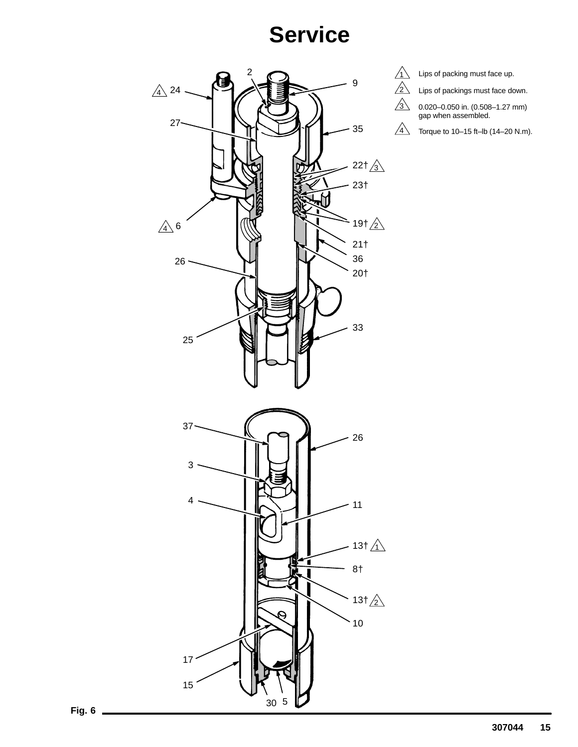# Service

1 Lips of packing must face up.

2 Lips of packings must face down.

3 0.020–0.050 in. (0.508–1.27 mm) gap when assembled.

4 Torque to 10–15 ft–lb (14–20 N.m).

24 4, 2, 9, 27, 35, 22† 3, 23†, 19† 2, 6 4, 21†, 36, 26, 20†, 33, 25

37, 26, 3, 4, 11, 13† 1, 8†, 13† 2, 10, 17, 15, 30, 5

Fig. 6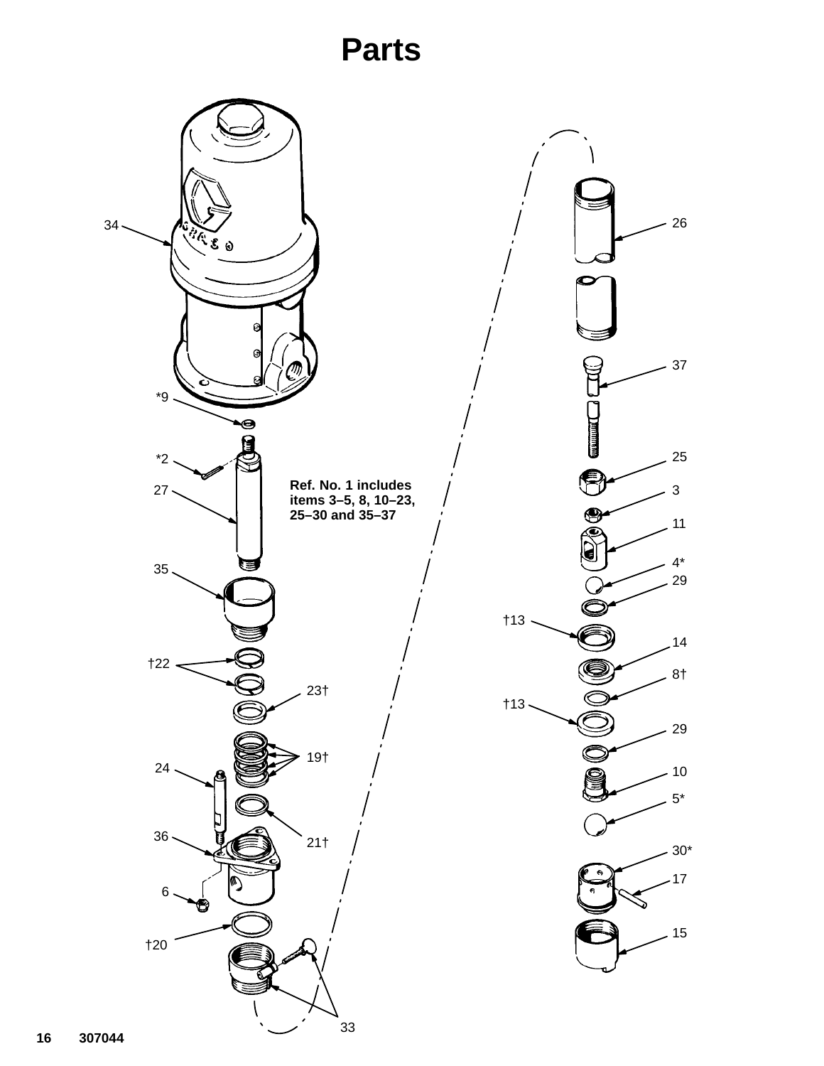# Parts

Ref. No. 1 includes items 3–5, 8, 10–23, 25–30 and 35–37

34

*9

*2

27

35

†22

23†

19†

24

21†

36

6

†20

33

26

37

25

3

11

4*

29

†13

14

8†

†13

29

10

5*

30*

17

15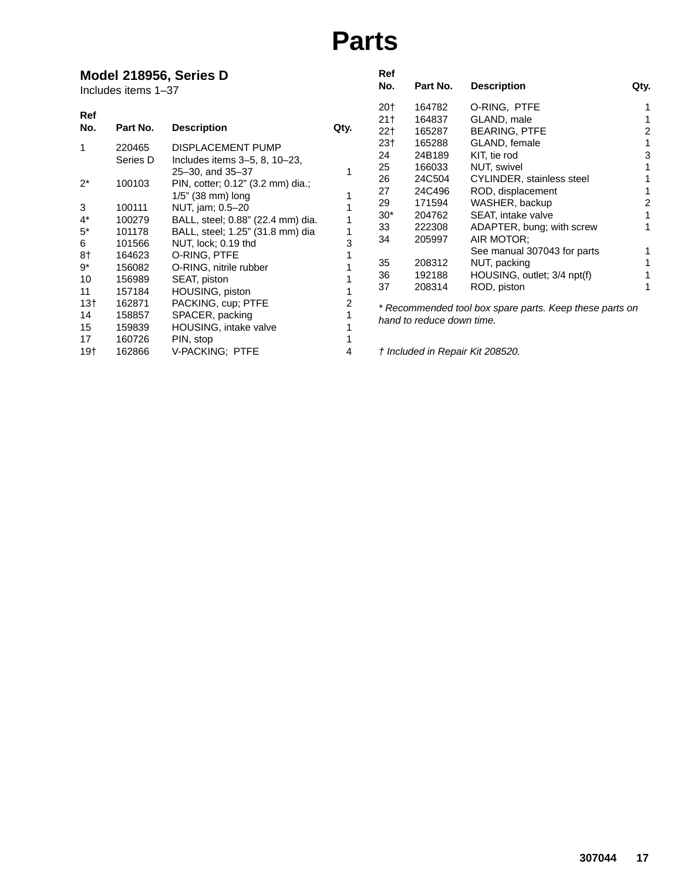# Parts

## Model 218956, Series D

Includes items 1–37

| Ref No. | Part No. | Description | Qty. |
|---|---|---|---|
| 1 | 220465 Series D | DISPLACEMENT PUMP Includes items 3–5, 8, 10–23, 25–30, and 35–37 | 1 |
| 2* | 100103 | PIN, cotter; 0.12" (3.2 mm) dia.; 1/5" (38 mm) long | 1 |
| 3 | 100111 | NUT, jam; 0.5–20 | 1 |
| 4* | 100279 | BALL, steel; 0.88" (22.4 mm) dia. | 1 |
| 5* | 101178 | BALL, steel; 1.25" (31.8 mm) dia | 1 |
| 6 | 101566 | NUT, lock; 0.19 thd | 3 |
| 8† | 164623 | O-RING, PTFE | 1 |
| 9* | 156082 | O-RING, nitrile rubber | 1 |
| 10 | 156989 | SEAT, piston | 1 |
| 11 | 157184 | HOUSING, piston | 1 |
| 13† | 162871 | PACKING, cup; PTFE | 2 |
| 14 | 158857 | SPACER, packing | 1 |
| 15 | 159839 | HOUSING, intake valve | 1 |
| 17 | 160726 | PIN, stop | 1 |
| 19† | 162866 | V-PACKING; PTFE | 4 |
| 20† | 164782 | O-RING, PTFE | 1 |
| 21† | 164837 | GLAND, male | 1 |
| 22† | 165287 | BEARING, PTFE | 2 |
| 23† | 165288 | GLAND, female | 1 |
| 24 | 24B189 | KIT, tie rod | 3 |
| 25 | 166033 | NUT, swivel | 1 |
| 26 | 24C504 | CYLINDER, stainless steel | 1 |
| 27 | 24C496 | ROD, displacement | 1 |
| 29 | 171594 | WASHER, backup | 2 |
| 30* | 204762 | SEAT, intake valve | 1 |
| 33 | 222308 | ADAPTER, bung; with screw | 1 |
| 34 | 205997 | AIR MOTOR; See manual 307043 for parts | 1 |
| 35 | 208312 | NUT, packing | 1 |
| 36 | 192188 | HOUSING, outlet; 3/4 npt(f) | 1 |
| 37 | 208314 | ROD, piston | 1 |

*\* Recommended tool box spare parts. Keep these parts on hand to reduce down time.*

*† Included in Repair Kit 208520.*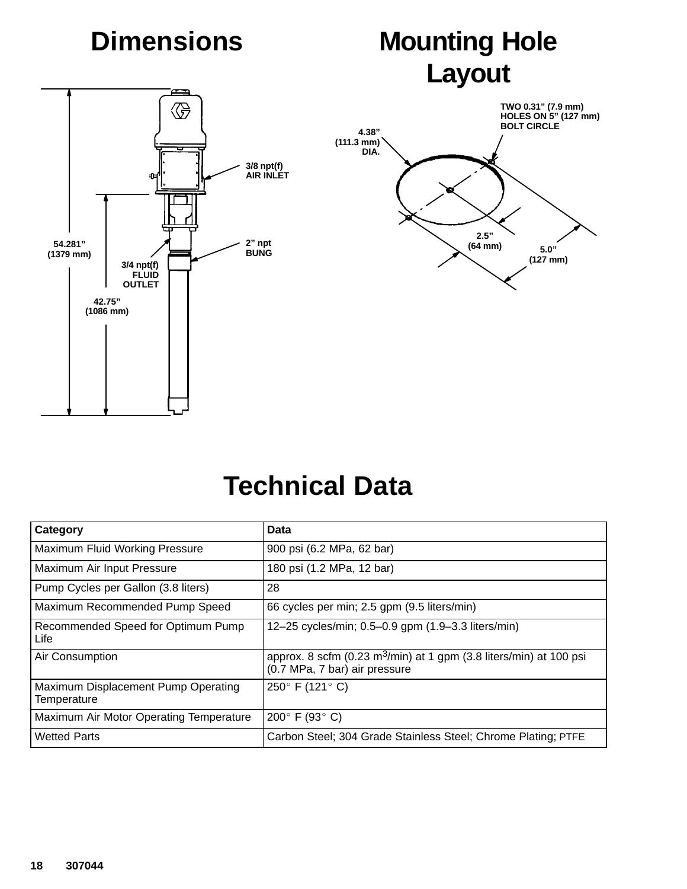# Dimensions

3/8 npt(f) AIR INLET

2" npt BUNG

54.281" (1379 mm)

3/4 npt(f) FLUID OUTLET

42.75" (1086 mm)

# Mounting Hole Layout

TWO 0.31" (7.9 mm) HOLES ON 5" (127 mm) BOLT CIRCLE

4.38" (111.3 mm) DIA.

2.5" (64 mm)

5.0" (127 mm)

# Technical Data

| Category | Data |
|---|---|
| Maximum Fluid Working Pressure | 900 psi (6.2 MPa, 62 bar) |
| Maximum Air Input Pressure | 180 psi (1.2 MPa, 12 bar) |
| Pump Cycles per Gallon (3.8 liters) | 28 |
| Maximum Recommended Pump Speed | 66 cycles per min; 2.5 gpm (9.5 liters/min) |
| Recommended Speed for Optimum Pump Life | 12–25 cycles/min; 0.5–0.9 gpm (1.9–3.3 liters/min) |
| Air Consumption | approx. 8 scfm (0.23 $m^3$/min) at 1 gpm (3.8 liters/min) at 100 psi (0.7 MPa, 7 bar) air pressure |
| Maximum Displacement Pump Operating Temperature | 250° F (121° C) |
| Maximum Air Motor Operating Temperature | 200° F (93° C) |
| Wetted Parts | Carbon Steel; 304 Grade Stainless Steel; Chrome Plating; PTFE |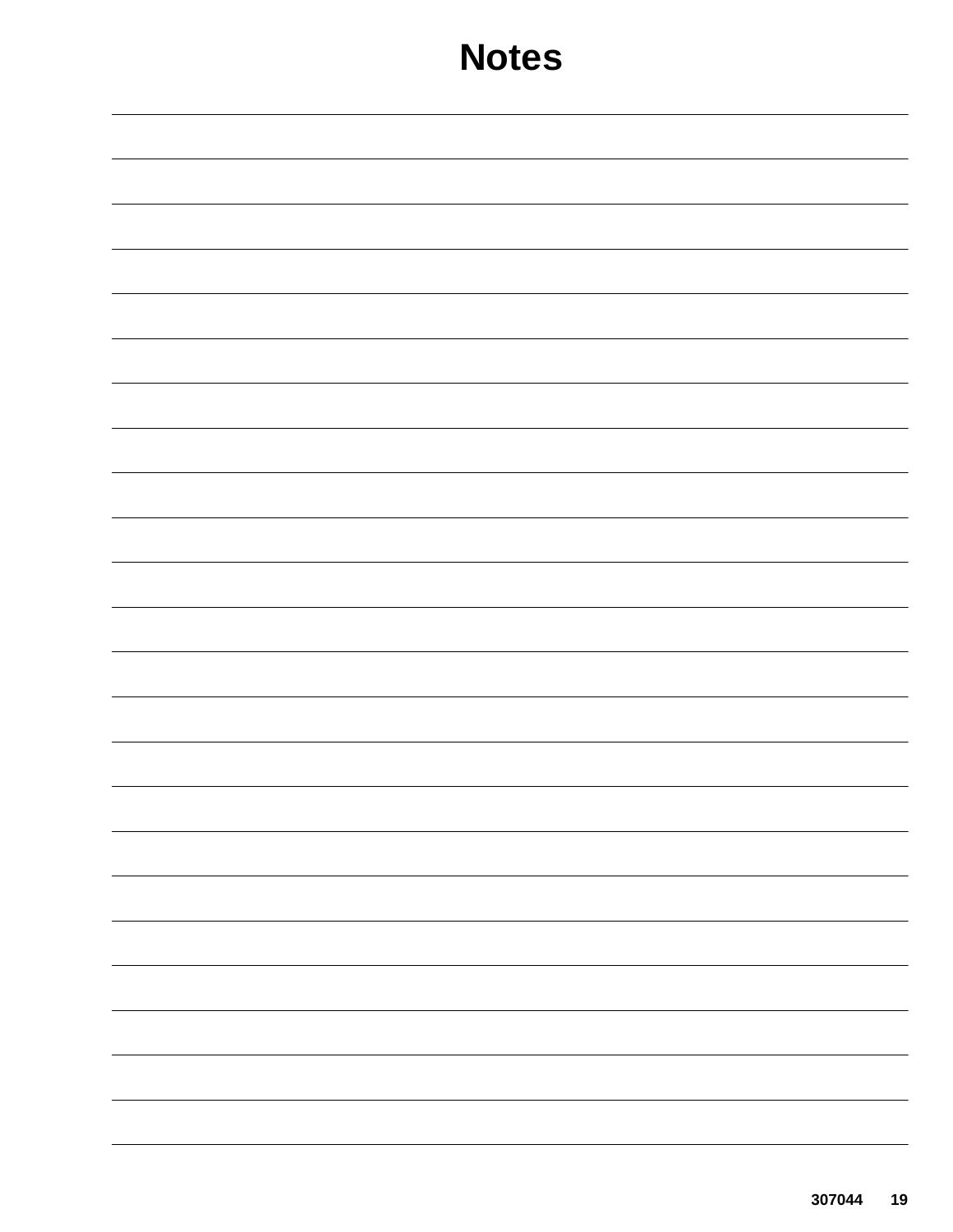# Notes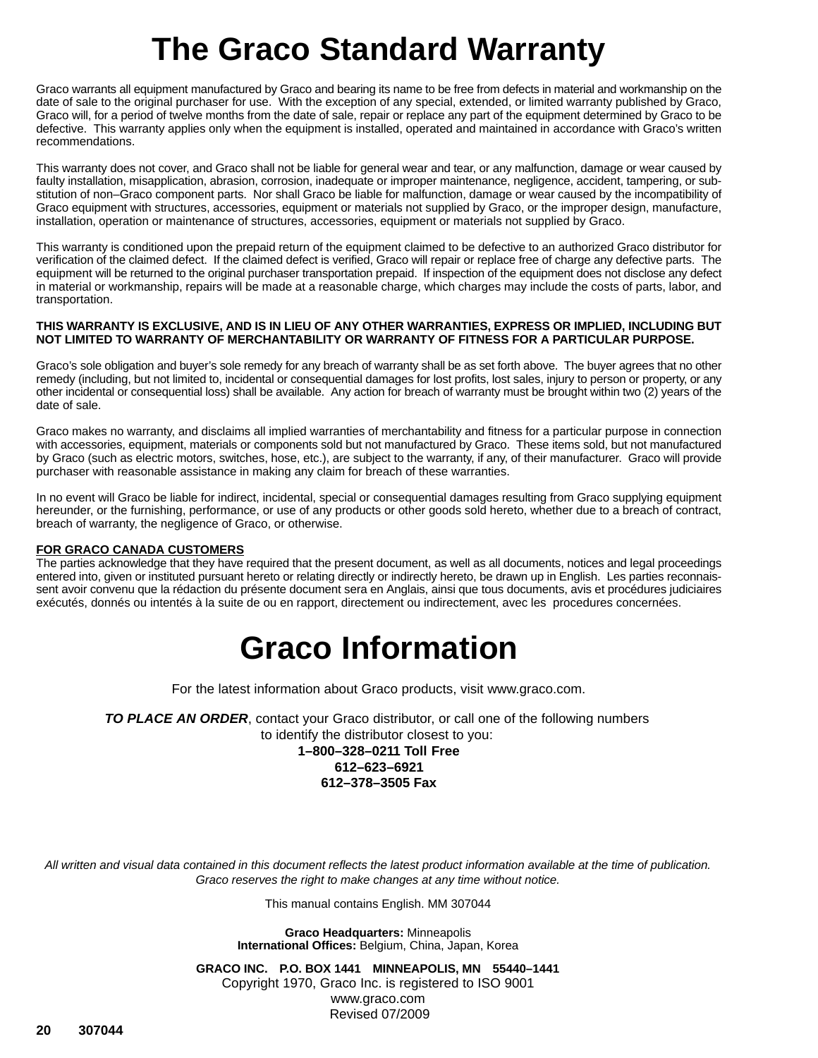# The Graco Standard Warranty

Graco warrants all equipment manufactured by Graco and bearing its name to be free from defects in material and workmanship on the date of sale to the original purchaser for use. With the exception of any special, extended, or limited warranty published by Graco, Graco will, for a period of twelve months from the date of sale, repair or replace any part of the equipment determined by Graco to be defective. This warranty applies only when the equipment is installed, operated and maintained in accordance with Graco's written recommendations.

This warranty does not cover, and Graco shall not be liable for general wear and tear, or any malfunction, damage or wear caused by faulty installation, misapplication, abrasion, corrosion, inadequate or improper maintenance, negligence, accident, tampering, or substitution of non–Graco component parts. Nor shall Graco be liable for malfunction, damage or wear caused by the incompatibility of Graco equipment with structures, accessories, equipment or materials not supplied by Graco, or the improper design, manufacture, installation, operation or maintenance of structures, accessories, equipment or materials not supplied by Graco.

This warranty is conditioned upon the prepaid return of the equipment claimed to be defective to an authorized Graco distributor for verification of the claimed defect. If the claimed defect is verified, Graco will repair or replace free of charge any defective parts. The equipment will be returned to the original purchaser transportation prepaid. If inspection of the equipment does not disclose any defect in material or workmanship, repairs will be made at a reasonable charge, which charges may include the costs of parts, labor, and transportation.

**THIS WARRANTY IS EXCLUSIVE, AND IS IN LIEU OF ANY OTHER WARRANTIES, EXPRESS OR IMPLIED, INCLUDING BUT NOT LIMITED TO WARRANTY OF MERCHANTABILITY OR WARRANTY OF FITNESS FOR A PARTICULAR PURPOSE.**

Graco's sole obligation and buyer's sole remedy for any breach of warranty shall be as set forth above. The buyer agrees that no other remedy (including, but not limited to, incidental or consequential damages for lost profits, lost sales, injury to person or property, or any other incidental or consequential loss) shall be available. Any action for breach of warranty must be brought within two (2) years of the date of sale.

Graco makes no warranty, and disclaims all implied warranties of merchantability and fitness for a particular purpose in connection with accessories, equipment, materials or components sold but not manufactured by Graco. These items sold, but not manufactured by Graco (such as electric motors, switches, hose, etc.), are subject to the warranty, if any, of their manufacturer. Graco will provide purchaser with reasonable assistance in making any claim for breach of these warranties.

In no event will Graco be liable for indirect, incidental, special or consequential damages resulting from Graco supplying equipment hereunder, or the furnishing, performance, or use of any products or other goods sold hereto, whether due to a breach of contract, breach of warranty, the negligence of Graco, or otherwise.

**FOR GRACO CANADA CUSTOMERS**

The parties acknowledge that they have required that the present document, as well as all documents, notices and legal proceedings entered into, given or instituted pursuant hereto or relating directly or indirectly hereto, be drawn up in English. Les parties reconnaissent avoir convenu que la rédaction du présente document sera en Anglais, ainsi que tous documents, avis et procédures judiciaires exécutés, donnés ou intentés à la suite de ou en rapport, directement ou indirectement, avec les procedures concernées.

# Graco Information

For the latest information about Graco products, visit www.graco.com.

***TO PLACE AN ORDER***, contact your Graco distributor, or call one of the following numbers to identify the distributor closest to you:

**1–800–328–0211 Toll Free**
**612–623–6921**
**612–378–3505 Fax**

*All written and visual data contained in this document reflects the latest product information available at the time of publication. Graco reserves the right to make changes at any time without notice.*

This manual contains English. MM 307044

**Graco Headquarters:** Minneapolis
**International Offices:** Belgium, China, Japan, Korea

**GRACO INC. P.O. BOX 1441 MINNEAPOLIS, MN 55440–1441**
Copyright 1970, Graco Inc. is registered to ISO 9001
www.graco.com
Revised 07/2009